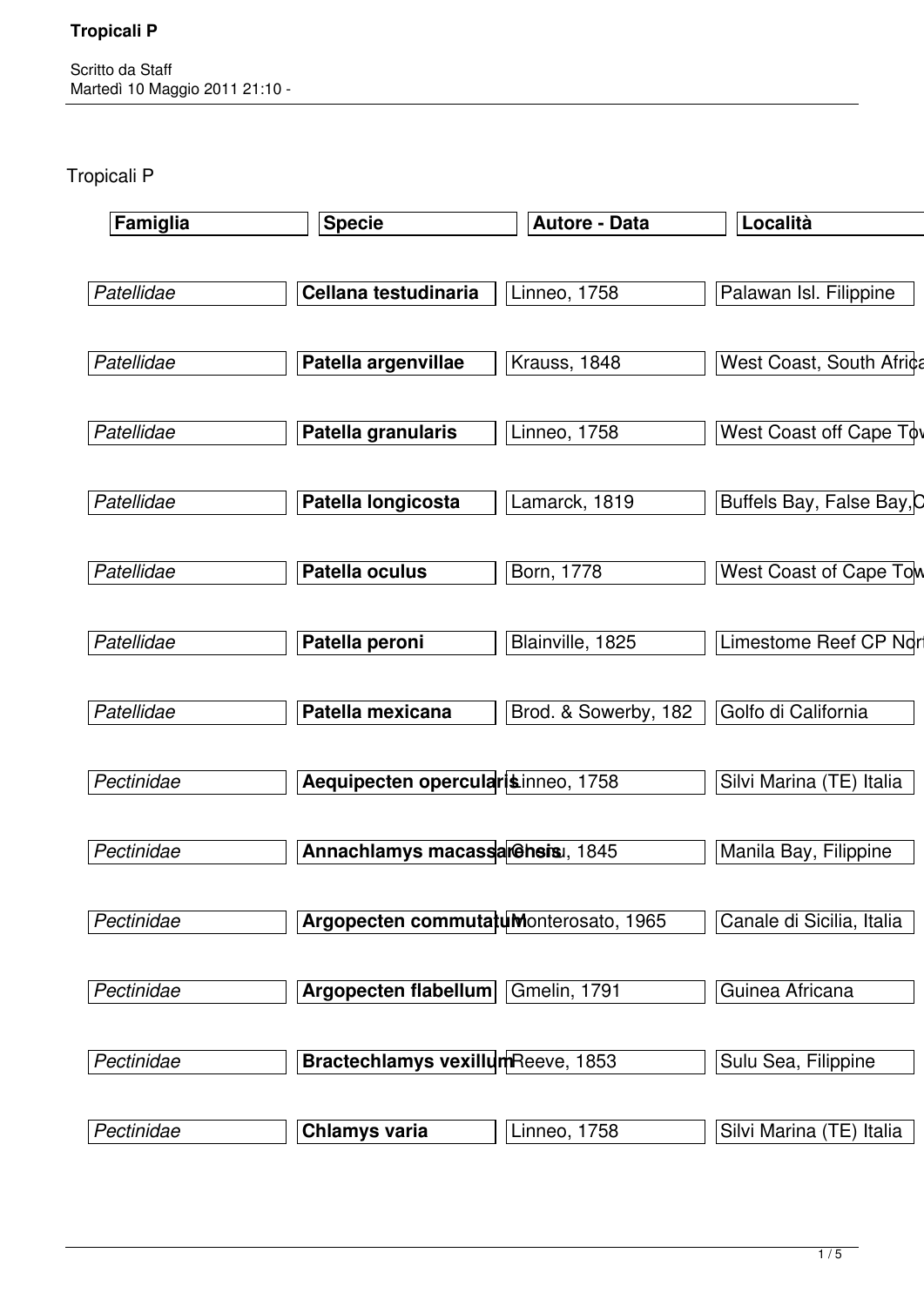Scritto da Staff
Martedì 10 Maggio 2011 21:10 -

Tropicali P

| Famiglia | Specie | Autore - Data | Località |
|---|---|---|---|
| *Patellidae* | **Cellana testudinaria** | Linneo, 1758 | Palawan Isl. Filippine |
| *Patellidae* | **Patella argenvillae** | Krauss, 1848 | West Coast, South Africa |
| *Patellidae* | **Patella granularis** | Linneo, 1758 | West Coast off Cape Tow |
| *Patellidae* | **Patella longicosta** | Lamarck, 1819 | Buffels Bay, False Bay,C |
| *Patellidae* | **Patella oculus** | Born, 1778 | West Coast of Cape Tow |
| *Patellidae* | **Patella peroni** | Blainville, 1825 | Limestome Reef CP Nort |
| *Patellidae* | **Patella mexicana** | Brod. & Sowerby, 182 | Golfo di California |
| *Pectinidae* | **Aequipecten opercularis** | Linneo, 1758 | Silvi Marina (TE) Italia |
| *Pectinidae* | **Annachlamys macassarensis** | Chenu, 1845 | Manila Bay, Filippine |
| *Pectinidae* | **Argopecten commutatum** | Monterosato, 1965 | Canale di Sicilia, Italia |
| *Pectinidae* | **Argopecten flabellum** | Gmelin, 1791 | Guinea Africana |
| *Pectinidae* | **Bractechlamys vexillum** | Reeve, 1853 | Sulu Sea, Filippine |
| *Pectinidae* | **Chlamys varia** | Linneo, 1758 | Silvi Marina (TE) Italia |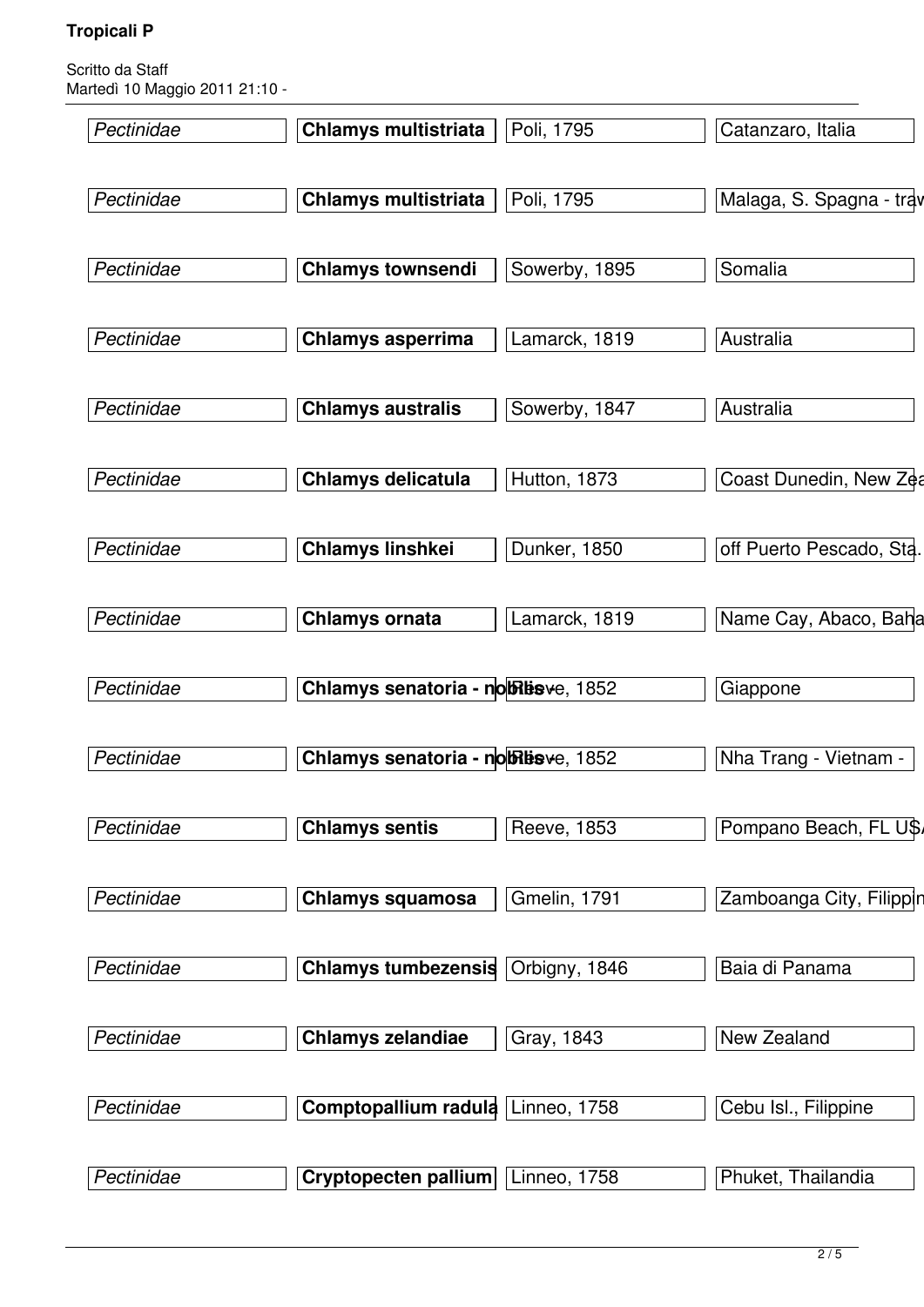| | | | |
|---|---|---|---|
| *Pectinidae* | **Chlamys multistriata** | Poli, 1795 | Catanzaro, Italia |
| *Pectinidae* | **Chlamys multistriata** | Poli, 1795 | Malaga, S. Spagna - traw |
| *Pectinidae* | **Chlamys townsendi** | Sowerby, 1895 | Somalia |
| *Pectinidae* | **Chlamys asperrima** | Lamarck, 1819 | Australia |
| *Pectinidae* | **Chlamys australis** | Sowerby, 1847 | Australia |
| *Pectinidae* | **Chlamys delicatula** | Hutton, 1873 | Coast Dunedin, New Zea |
| *Pectinidae* | **Chlamys linshkei** | Dunker, 1850 | off Puerto Pescado, Sta. |
| *Pectinidae* | **Chlamys ornata** | Lamarck, 1819 | Name Cay, Abaco, Baha |
| *Pectinidae* | **Chlamys senatoria - nobilis** | Reeve, 1852 | Giappone |
| *Pectinidae* | **Chlamys senatoria - nobilis** | Reeve, 1852 | Nha Trang - Vietnam - |
| *Pectinidae* | **Chlamys sentis** | Reeve, 1853 | Pompano Beach, FL USA |
| *Pectinidae* | **Chlamys squamosa** | Gmelin, 1791 | Zamboanga City, Filippin |
| *Pectinidae* | **Chlamys tumbezensis** | Orbigny, 1846 | Baia di Panama |
| *Pectinidae* | **Chlamys zelandiae** | Gray, 1843 | New Zealand |
| *Pectinidae* | **Comptopallium radula** | Linneo, 1758 | Cebu Isl., Filippine |
| *Pectinidae* | **Cryptopecten pallium** | Linneo, 1758 | Phuket, Thailandia |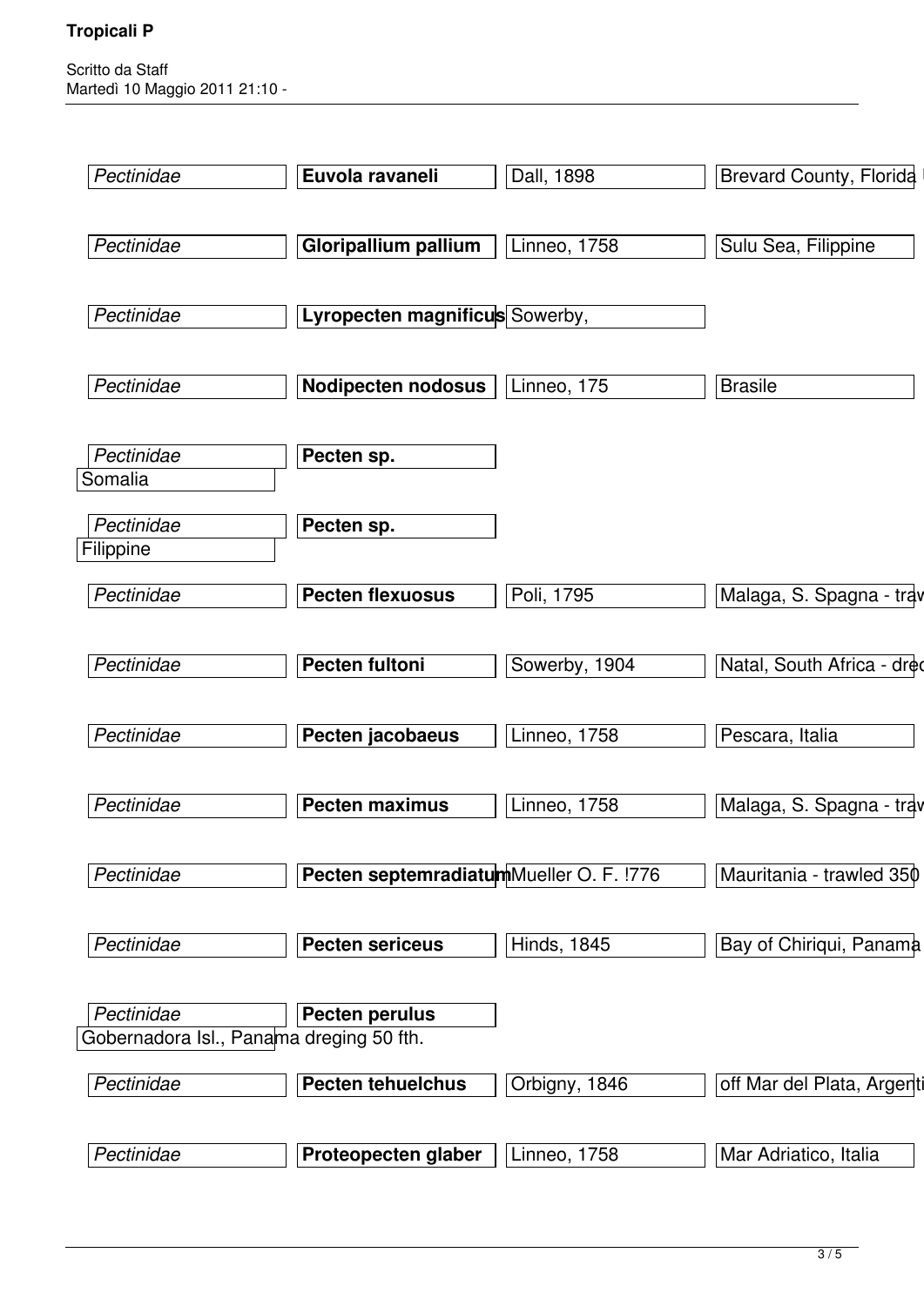| | | | |
|---|---|---|---|
| *Pectinidae* | **Euvola ravaneli** | Dall, 1898 | Brevard County, Florida |
| *Pectinidae* | **Gloripallium pallium** | Linneo, 1758 | Sulu Sea, Filippine |
| *Pectinidae* | **Lyropecten magnificus** | Sowerby, | |
| *Pectinidae* | **Nodipecten nodosus** | Linneo, 175 | Brasile |
| *Pectinidae* | **Pecten sp.** | | Somalia |
| *Pectinidae* | **Pecten sp.** | | Filippine |
| *Pectinidae* | **Pecten flexuosus** | Poli, 1795 | Malaga, S. Spagna - traw |
| *Pectinidae* | **Pecten fultoni** | Sowerby, 1904 | Natal, South Africa - dred |
| *Pectinidae* | **Pecten jacobaeus** | Linneo, 1758 | Pescara, Italia |
| *Pectinidae* | **Pecten maximus** | Linneo, 1758 | Malaga, S. Spagna - traw |
| *Pectinidae* | **Pecten septemradiatum** | Mueller O. F. !776 | Mauritania - trawled 350 |
| *Pectinidae* | **Pecten sericeus** | Hinds, 1845 | Bay of Chiriqui, Panama |
| *Pectinidae* | **Pecten perulus** | | Gobernadora Isl., Panama dreging 50 fth. |
| *Pectinidae* | **Pecten tehuelchus** | Orbigny, 1846 | off Mar del Plata, Argenti |
| *Pectinidae* | **Proteopecten glaber** | Linneo, 1758 | Mar Adriatico, Italia |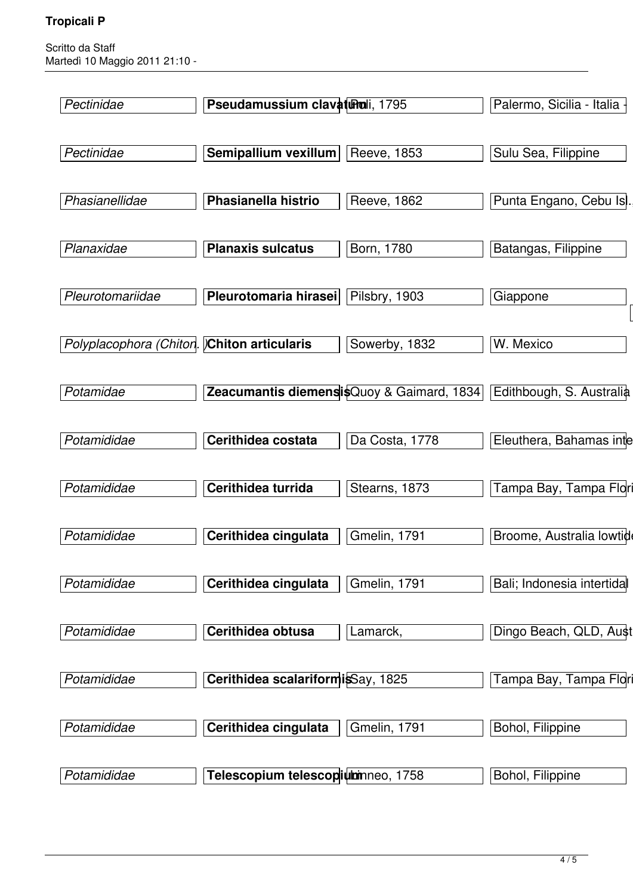| | | | |
|---|---|---|---|
| *Pectinidae* | **Pseudamussium clavatum** | Poli, 1795 | Palermo, Sicilia - Italia - |
| *Pectinidae* | **Semipallium vexillum** | Reeve, 1853 | Sulu Sea, Filippine |
| *Phasianellidae* | **Phasianella histrio** | Reeve, 1862 | Punta Engano, Cebu Is... |
| *Planaxidae* | **Planaxis sulcatus** | Born, 1780 | Batangas, Filippine |
| *Pleurotomariidae* | **Pleurotomaria hirasei** | Pilsbry, 1903 | Giappone |
| *Polyplacophora (Chiton.)* | **Chiton articularis** | Sowerby, 1832 | W. Mexico |
| *Potamidae* | **Zeacumantis diemensis** | Quoy & Gaimard, 1834 | Edithbough, S. Australia |
| *Potamididae* | **Cerithidea costata** | Da Costa, 1778 | Eleuthera, Bahamas inte |
| *Potamididae* | **Cerithidea turrida** | Stearns, 1873 | Tampa Bay, Tampa Flori |
| *Potamididae* | **Cerithidea cingulata** | Gmelin, 1791 | Broome, Australia lowtide |
| *Potamididae* | **Cerithidea cingulata** | Gmelin, 1791 | Bali; Indonesia intertidal |
| *Potamididae* | **Cerithidea obtusa** | Lamarck, | Dingo Beach, QLD, Aust |
| *Potamididae* | **Cerithidea scalariformis** | Say, 1825 | Tampa Bay, Tampa Flori |
| *Potamididae* | **Cerithidea cingulata** | Gmelin, 1791 | Bohol, Filippine |
| *Potamididae* | **Telescopium telescopium** | Linneo, 1758 | Bohol, Filippine |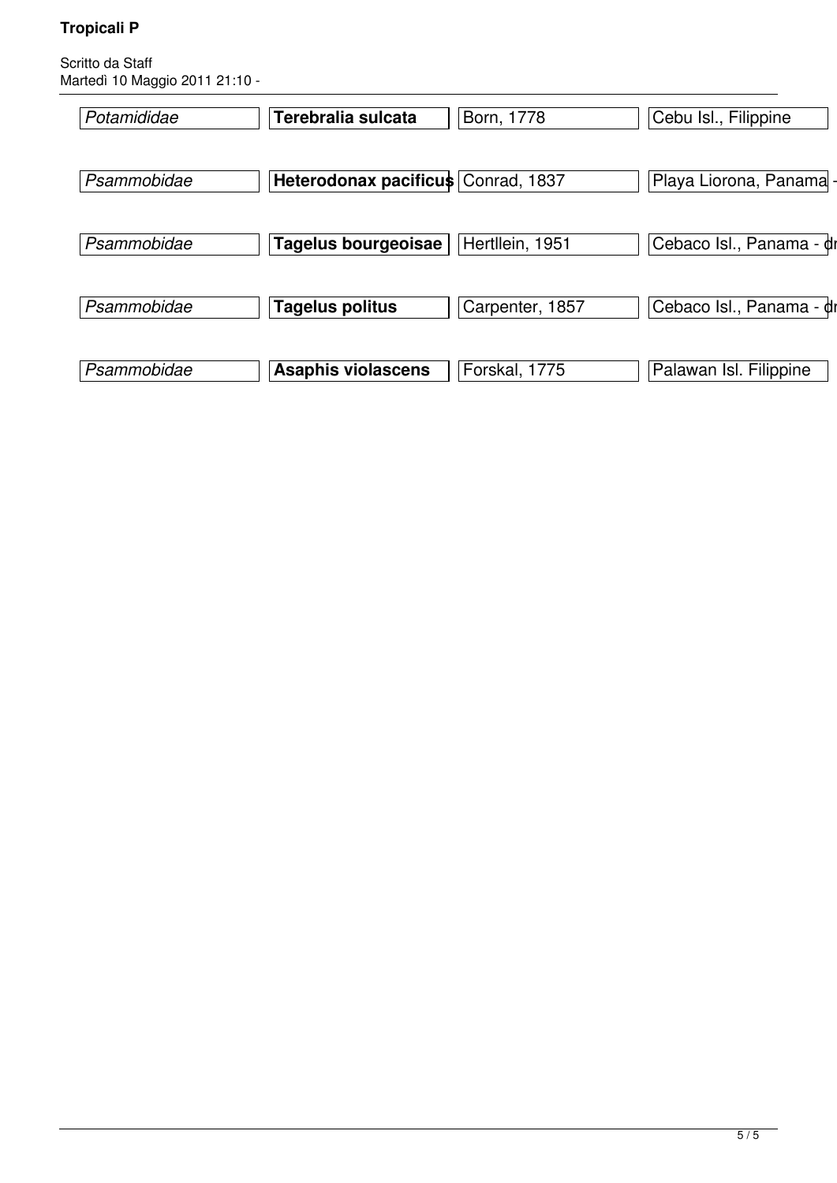| | | | |
|---|---|---|---|
| *Potamididae* | **Terebralia sulcata** | Born, 1778 | Cebu Isl., Filippine |
| *Psammobidae* | **Heterodonax pacificus** | Conrad, 1837 | Playa Liorona, Panama - |
| *Psammobidae* | **Tagelus bourgeoisae** | Hertllein, 1951 | Cebaco Isl., Panama - dr |
| *Psammobidae* | **Tagelus politus** | Carpenter, 1857 | Cebaco Isl., Panama - dr |
| *Psammobidae* | **Asaphis violascens** | Forskal, 1775 | Palawan Isl. Filippine |